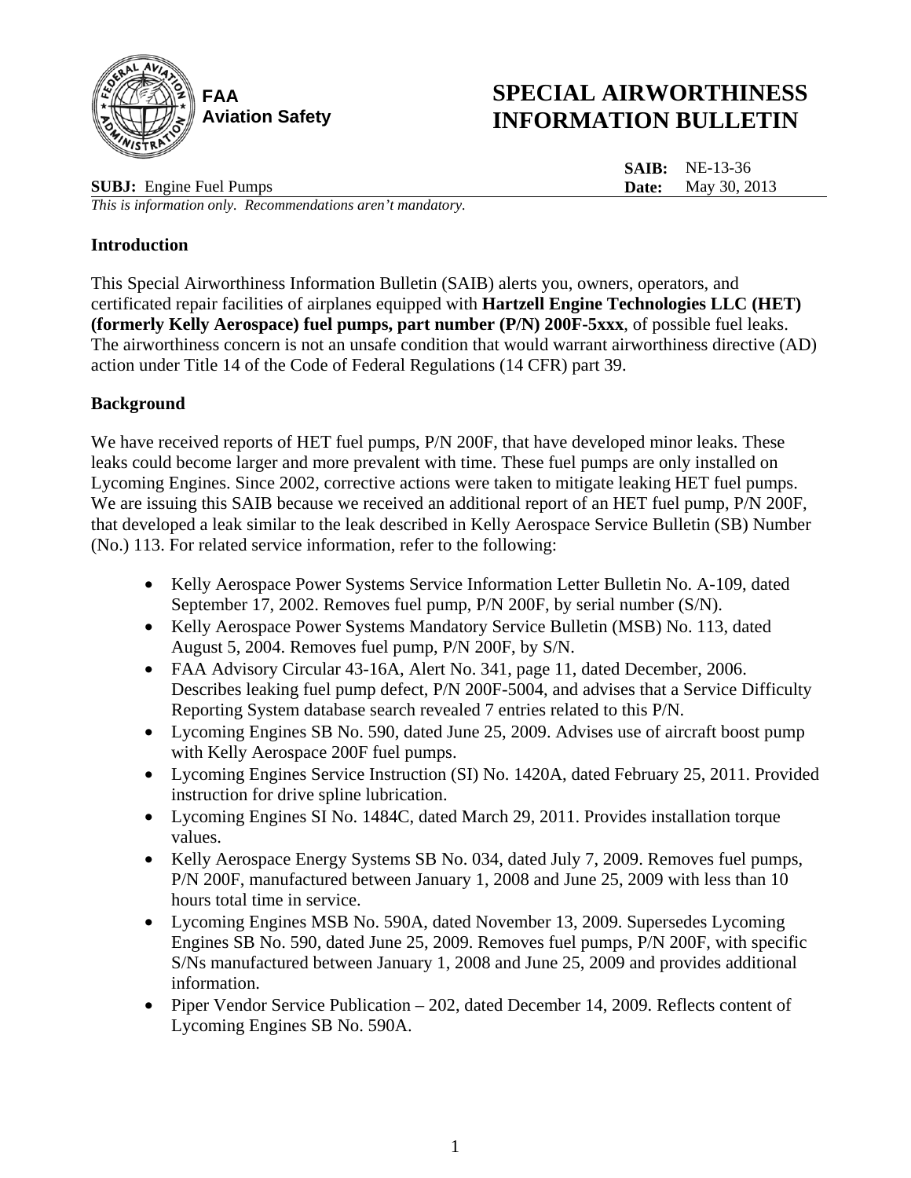FAA
Aviation Safety

# SPECIAL AIRWORTHINESS INFORMATION BULLETIN

**SAIB:** NE-13-36
**SUBJ:** Engine Fuel Pumps **Date:** May 30, 2013

*This is information only. Recommendations aren't mandatory.*

## Introduction

This Special Airworthiness Information Bulletin (SAIB) alerts you, owners, operators, and certificated repair facilities of airplanes equipped with **Hartzell Engine Technologies LLC (HET) (formerly Kelly Aerospace) fuel pumps, part number (P/N) 200F-5xxx**, of possible fuel leaks. The airworthiness concern is not an unsafe condition that would warrant airworthiness directive (AD) action under Title 14 of the Code of Federal Regulations (14 CFR) part 39.

## Background

We have received reports of HET fuel pumps, P/N 200F, that have developed minor leaks. These leaks could become larger and more prevalent with time. These fuel pumps are only installed on Lycoming Engines. Since 2002, corrective actions were taken to mitigate leaking HET fuel pumps. We are issuing this SAIB because we received an additional report of an HET fuel pump, P/N 200F, that developed a leak similar to the leak described in Kelly Aerospace Service Bulletin (SB) Number (No.) 113. For related service information, refer to the following:

- Kelly Aerospace Power Systems Service Information Letter Bulletin No. A-109, dated September 17, 2002. Removes fuel pump, P/N 200F, by serial number (S/N).
- Kelly Aerospace Power Systems Mandatory Service Bulletin (MSB) No. 113, dated August 5, 2004. Removes fuel pump, P/N 200F, by S/N.
- FAA Advisory Circular 43-16A, Alert No. 341, page 11, dated December, 2006. Describes leaking fuel pump defect, P/N 200F-5004, and advises that a Service Difficulty Reporting System database search revealed 7 entries related to this P/N.
- Lycoming Engines SB No. 590, dated June 25, 2009. Advises use of aircraft boost pump with Kelly Aerospace 200F fuel pumps.
- Lycoming Engines Service Instruction (SI) No. 1420A, dated February 25, 2011. Provided instruction for drive spline lubrication.
- Lycoming Engines SI No. 1484C, dated March 29, 2011. Provides installation torque values.
- Kelly Aerospace Energy Systems SB No. 034, dated July 7, 2009. Removes fuel pumps, P/N 200F, manufactured between January 1, 2008 and June 25, 2009 with less than 10 hours total time in service.
- Lycoming Engines MSB No. 590A, dated November 13, 2009. Supersedes Lycoming Engines SB No. 590, dated June 25, 2009. Removes fuel pumps, P/N 200F, with specific S/Ns manufactured between January 1, 2008 and June 25, 2009 and provides additional information.
- Piper Vendor Service Publication – 202, dated December 14, 2009. Reflects content of Lycoming Engines SB No. 590A.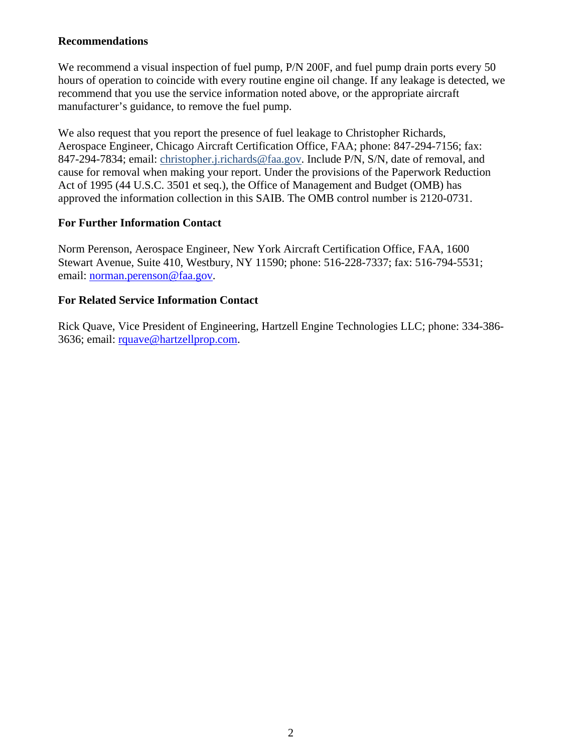**Recommendations**

We recommend a visual inspection of fuel pump, P/N 200F, and fuel pump drain ports every 50 hours of operation to coincide with every routine engine oil change. If any leakage is detected, we recommend that you use the service information noted above, or the appropriate aircraft manufacturer's guidance, to remove the fuel pump.

We also request that you report the presence of fuel leakage to Christopher Richards, Aerospace Engineer, Chicago Aircraft Certification Office, FAA; phone: 847-294-7156; fax: 847-294-7834; email: christopher.j.richards@faa.gov. Include P/N, S/N, date of removal, and cause for removal when making your report. Under the provisions of the Paperwork Reduction Act of 1995 (44 U.S.C. 3501 et seq.), the Office of Management and Budget (OMB) has approved the information collection in this SAIB. The OMB control number is 2120-0731.

**For Further Information Contact**

Norm Perenson, Aerospace Engineer, New York Aircraft Certification Office, FAA, 1600 Stewart Avenue, Suite 410, Westbury, NY 11590; phone: 516-228-7337; fax: 516-794-5531; email: norman.perenson@faa.gov.

**For Related Service Information Contact**

Rick Quave, Vice President of Engineering, Hartzell Engine Technologies LLC; phone: 334-386-3636; email: rquave@hartzellprop.com.